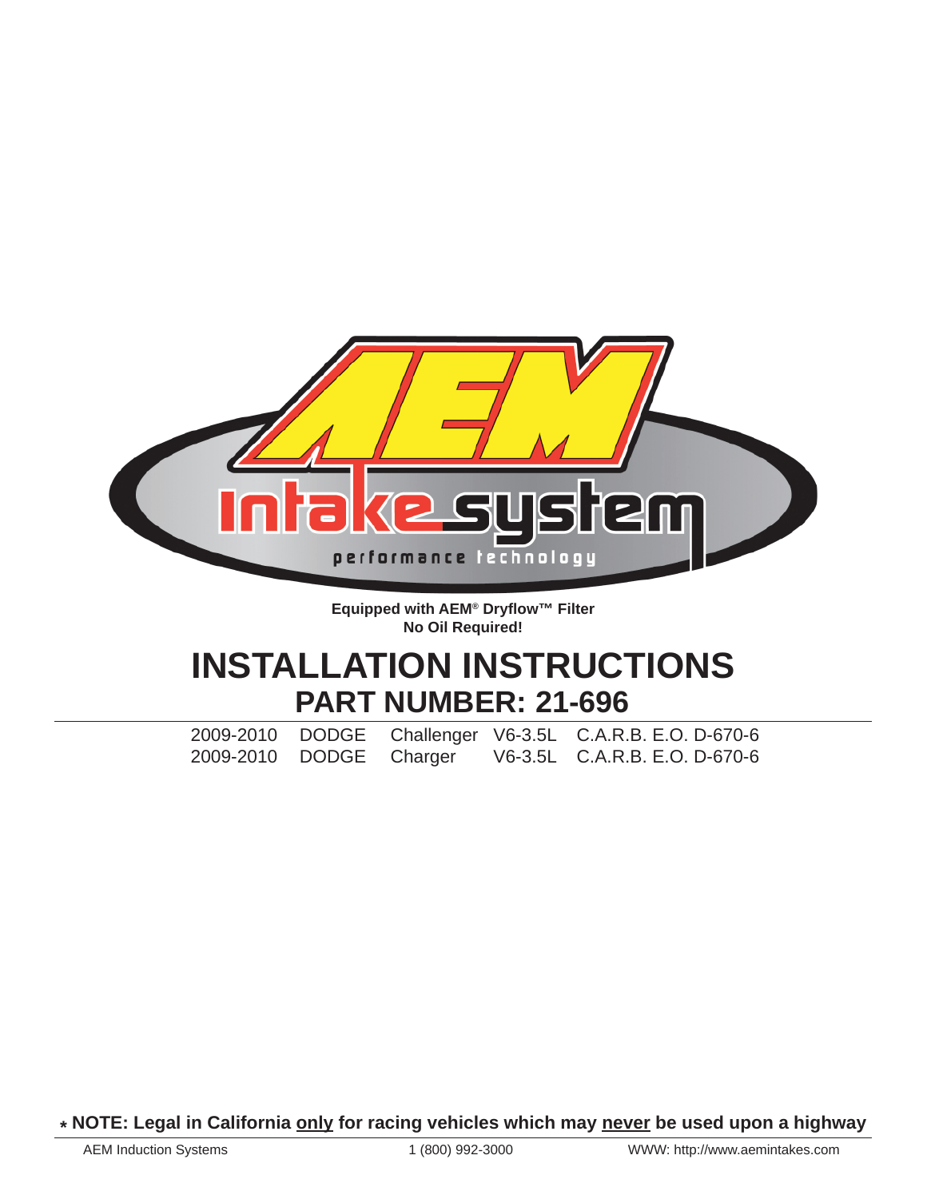AEM Intake system

performance technology

**Equipped with AEM® Dryflow™ Filter**
**No Oil Required!**

# INSTALLATION INSTRUCTIONS
## PART NUMBER: 21-696

| | | | | |
|---|---|---|---|---|
| 2009-2010 | DODGE | Challenger | V6-3.5L | C.A.R.B. E.O. D-670-6 |
| 2009-2010 | DODGE | Charger | V6-3.5L | C.A.R.B. E.O. D-670-6 |

**\* NOTE: Legal in California only for racing vehicles which may never be used upon a highway**

AEM Induction Systems 1 (800) 992-3000 WWW: http://www.aemintakes.com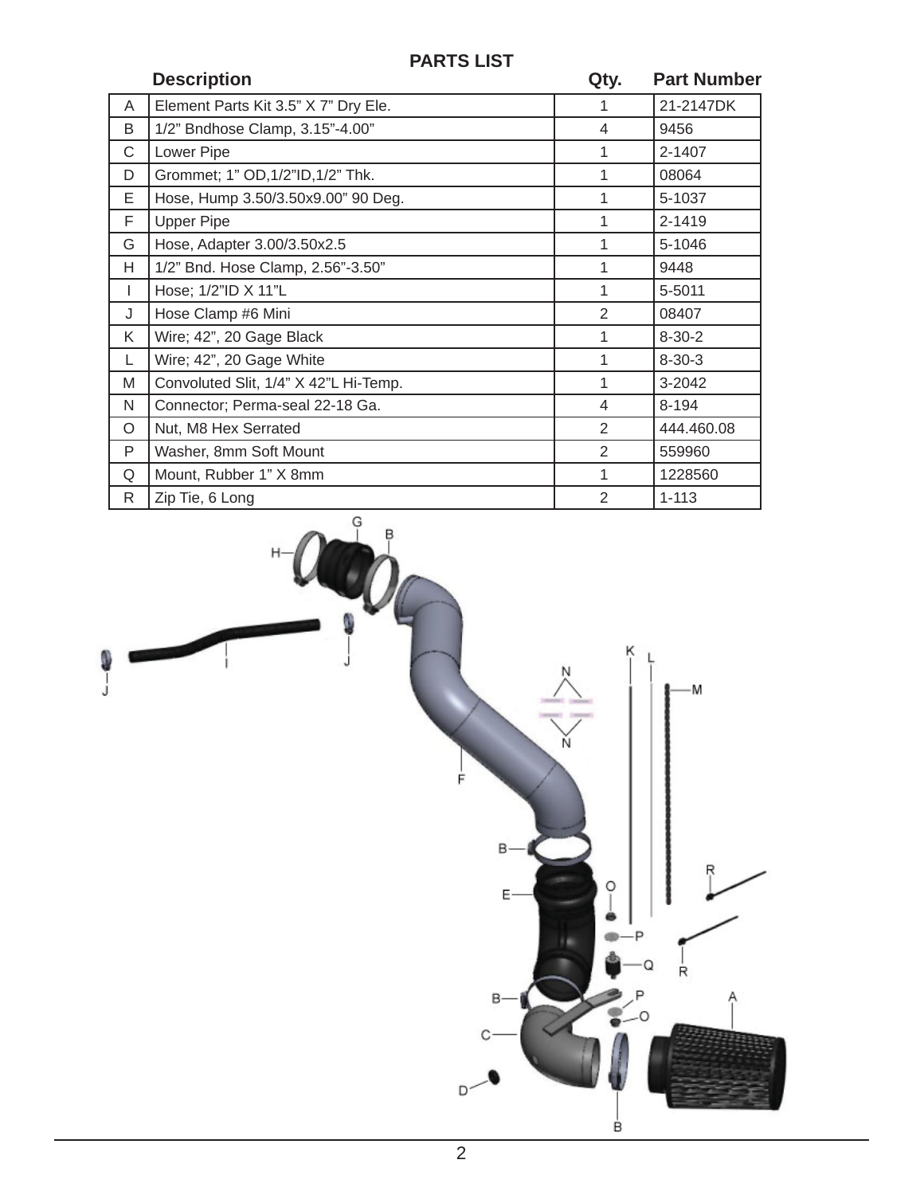## PARTS LIST

| | Description | Qty. | Part Number |
|---|---|---|---|
| A | Element Parts Kit 3.5” X 7” Dry Ele. | 1 | 21-2147DK |
| B | 1/2” Bndhose Clamp, 3.15”-4.00” | 4 | 9456 |
| C | Lower Pipe | 1 | 2-1407 |
| D | Grommet; 1” OD,1/2”ID,1/2” Thk. | 1 | 08064 |
| E | Hose, Hump 3.50/3.50x9.00” 90 Deg. | 1 | 5-1037 |
| F | Upper Pipe | 1 | 2-1419 |
| G | Hose, Adapter 3.00/3.50x2.5 | 1 | 5-1046 |
| H | 1/2” Bnd. Hose Clamp, 2.56”-3.50” | 1 | 9448 |
| I | Hose; 1/2”ID X 11”L | 1 | 5-5011 |
| J | Hose Clamp #6 Mini | 2 | 08407 |
| K | Wire; 42”, 20 Gage Black | 1 | 8-30-2 |
| L | Wire; 42”, 20 Gage White | 1 | 8-30-3 |
| M | Convoluted Slit, 1/4” X 42”L Hi-Temp. | 1 | 3-2042 |
| N | Connector; Perma-seal 22-18 Ga. | 4 | 8-194 |
| O | Nut, M8 Hex Serrated | 2 | 444.460.08 |
| P | Washer, 8mm Soft Mount | 2 | 559960 |
| Q | Mount, Rubber 1” X 8mm | 1 | 1228560 |
| R | Zip Tie, 6 Long | 2 | 1-113 |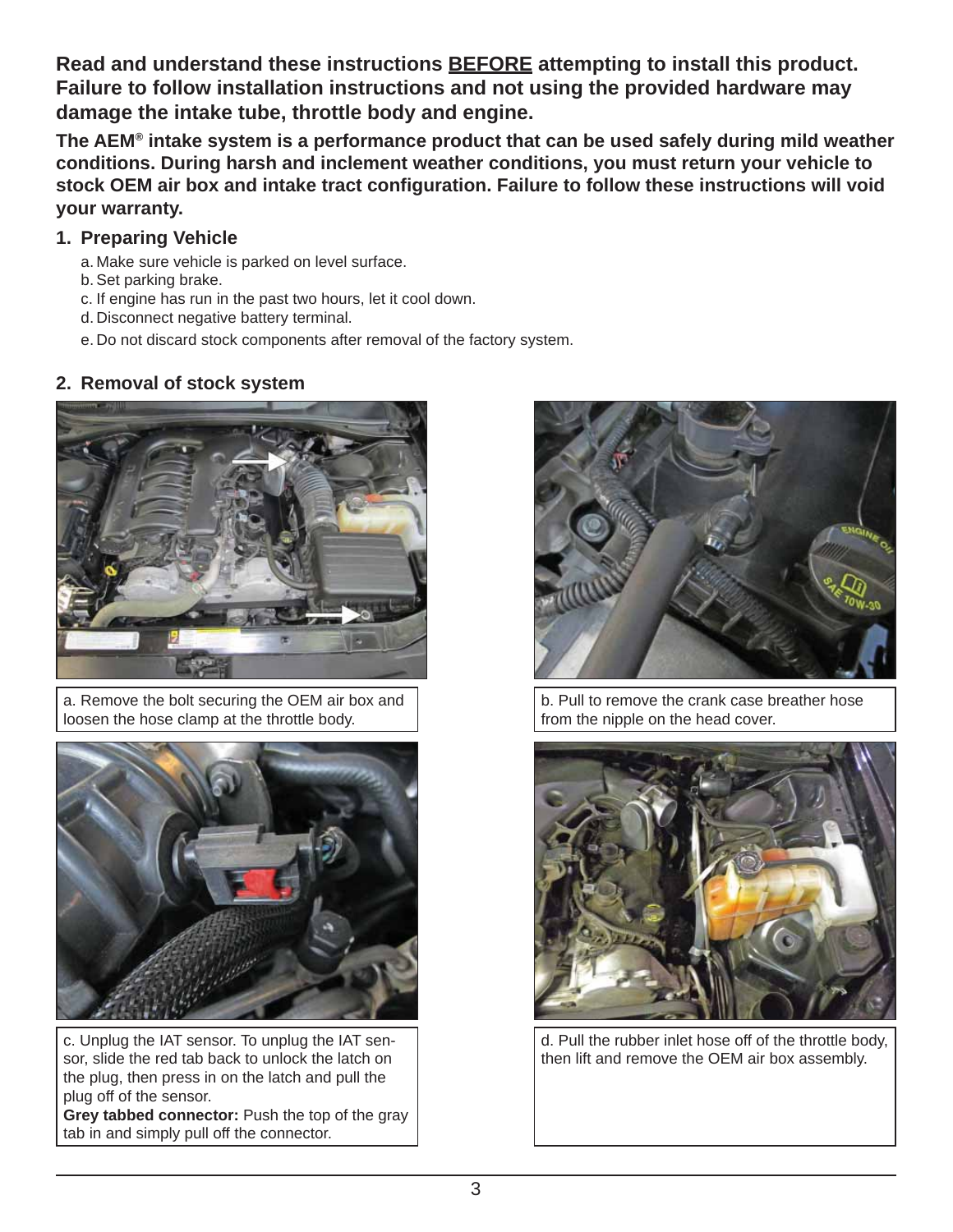**Read and understand these instructions BEFORE attempting to install this product. Failure to follow installation instructions and not using the provided hardware may damage the intake tube, throttle body and engine.**

**The AEM® intake system is a performance product that can be used safely during mild weather conditions. During harsh and inclement weather conditions, you must return your vehicle to stock OEM air box and intake tract configuration. Failure to follow these instructions will void your warranty.**

## 1. Preparing Vehicle

a. Make sure vehicle is parked on level surface.
b. Set parking brake.
c. If engine has run in the past two hours, let it cool down.
d. Disconnect negative battery terminal.
e. Do not discard stock components after removal of the factory system.

## 2. Removal of stock system

a. Remove the bolt securing the OEM air box and loosen the hose clamp at the throttle body.

b. Pull to remove the crank case breather hose from the nipple on the head cover.

c. Unplug the IAT sensor. To unplug the IAT sensor, slide the red tab back to unlock the latch on the plug, then press in on the latch and pull the plug off of the sensor.
**Grey tabbed connector:** Push the top of the gray tab in and simply pull off the connector.

d. Pull the rubber inlet hose off of the throttle body, then lift and remove the OEM air box assembly.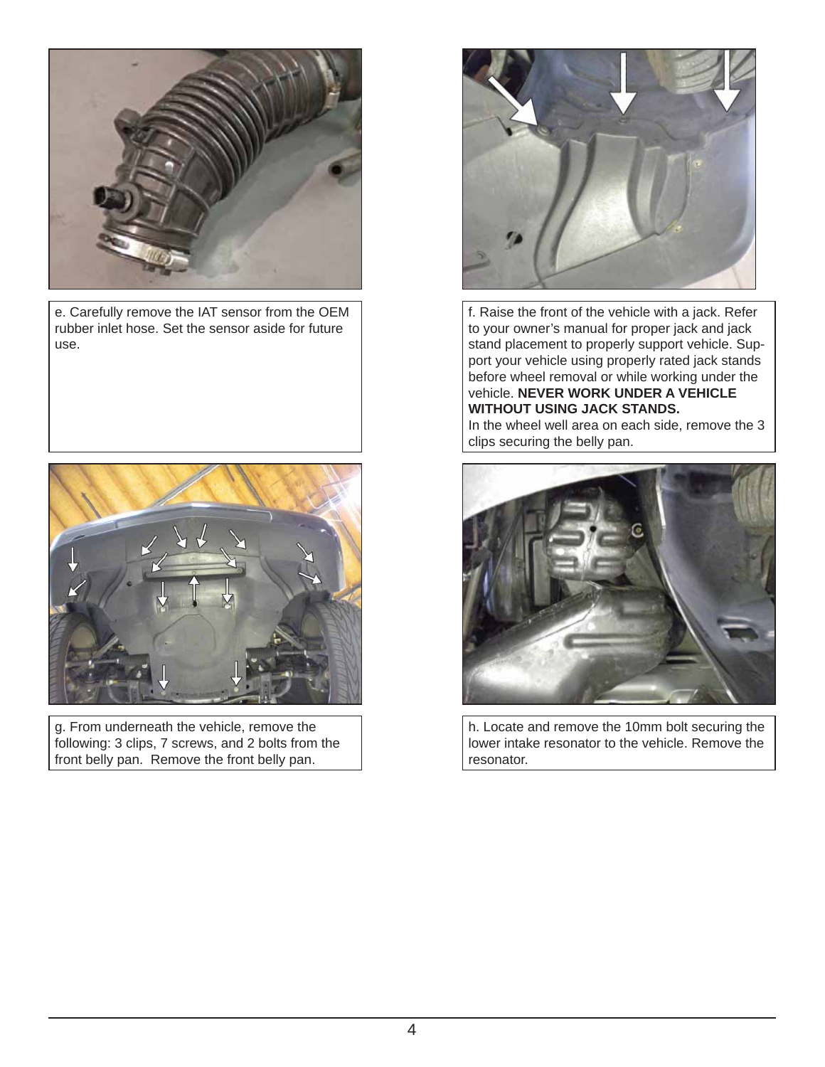e. Carefully remove the IAT sensor from the OEM rubber inlet hose. Set the sensor aside for future use.

f. Raise the front of the vehicle with a jack. Refer to your owner's manual for proper jack and jack stand placement to properly support vehicle. Support your vehicle using properly rated jack stands before wheel removal or while working under the vehicle. **NEVER WORK UNDER A VEHICLE WITHOUT USING JACK STANDS.**
In the wheel well area on each side, remove the 3 clips securing the belly pan.

g. From underneath the vehicle, remove the following: 3 clips, 7 screws, and 2 bolts from the front belly pan. Remove the front belly pan.

h. Locate and remove the 10mm bolt securing the lower intake resonator to the vehicle. Remove the resonator.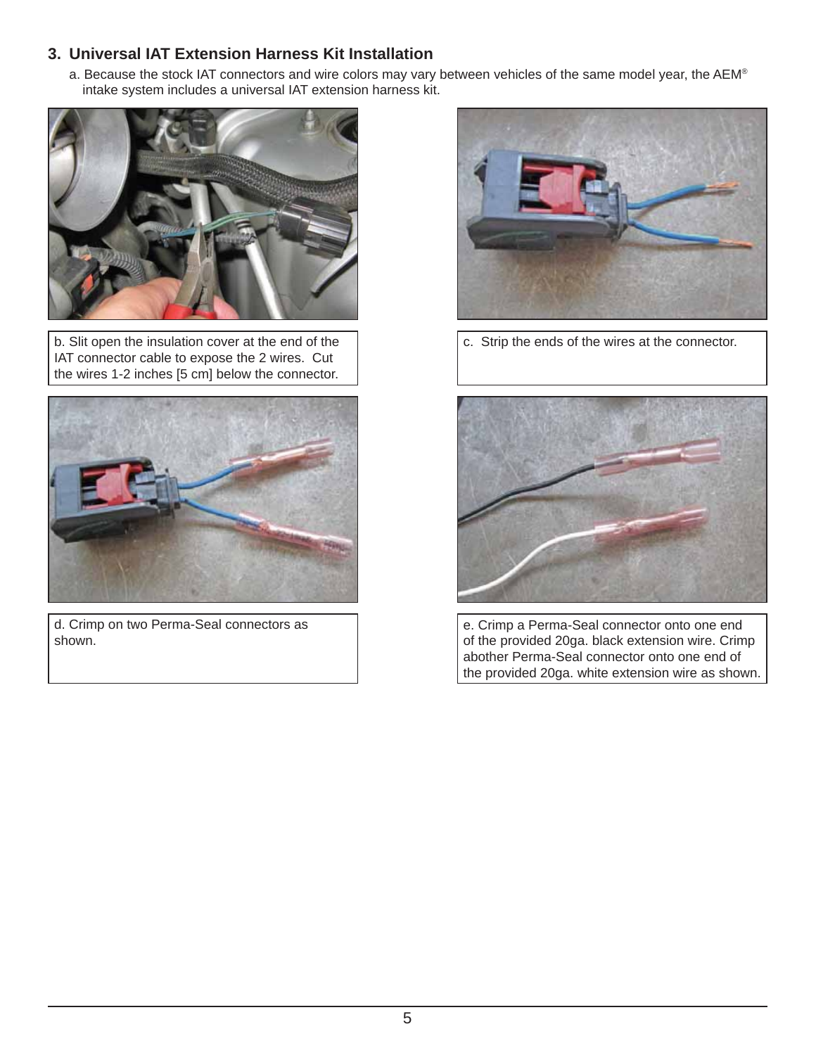## 3. Universal IAT Extension Harness Kit Installation

a. Because the stock IAT connectors and wire colors may vary between vehicles of the same model year, the AEM® intake system includes a universal IAT extension harness kit.

b. Slit open the insulation cover at the end of the IAT connector cable to expose the 2 wires. Cut the wires 1-2 inches [5 cm] below the connector.

c. Strip the ends of the wires at the connector.

d. Crimp on two Perma-Seal connectors as shown.

e. Crimp a Perma-Seal connector onto one end of the provided 20ga. black extension wire. Crimp abother Perma-Seal connector onto one end of the provided 20ga. white extension wire as shown.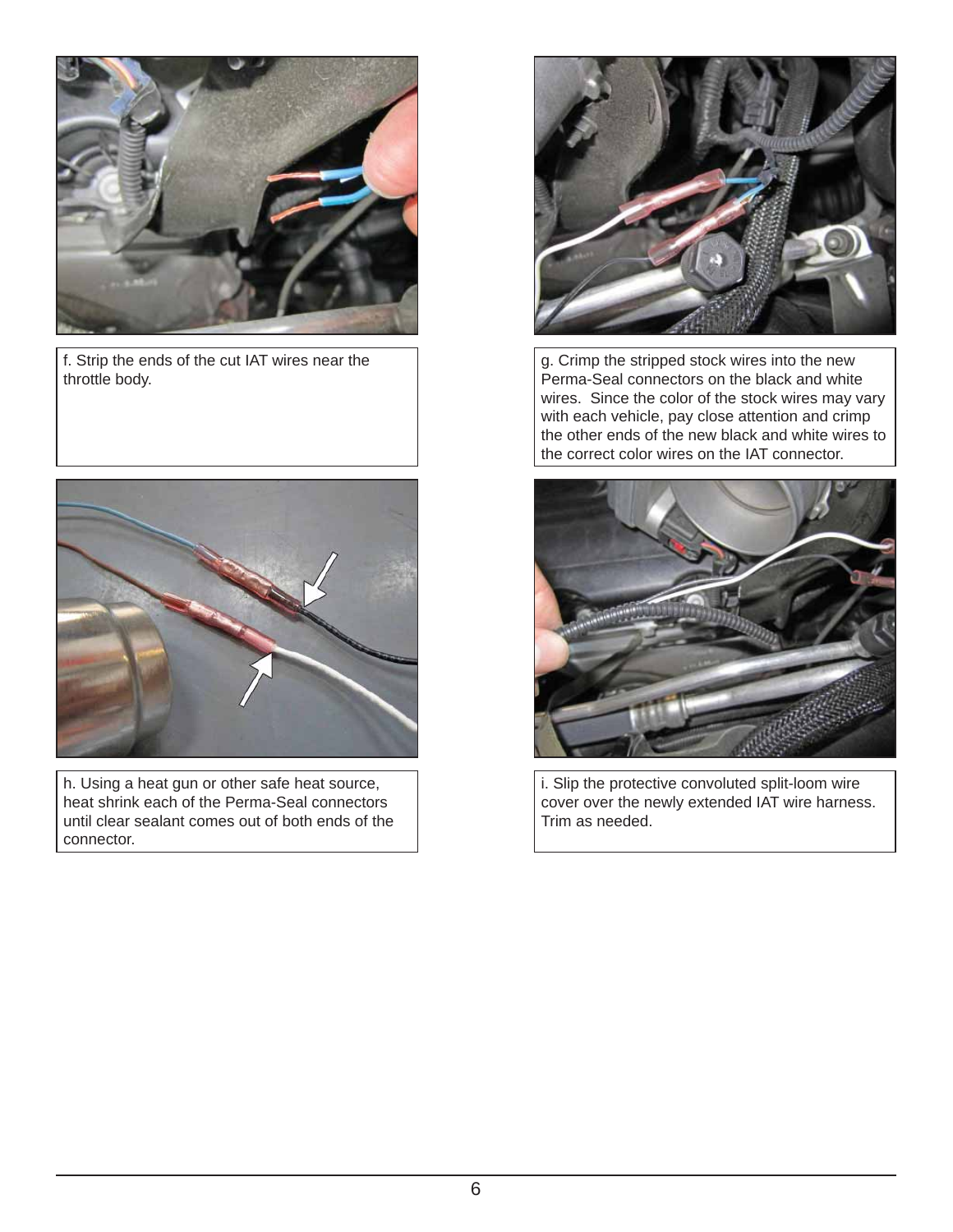f. Strip the ends of the cut IAT wires near the throttle body.

g. Crimp the stripped stock wires into the new Perma-Seal connectors on the black and white wires. Since the color of the stock wires may vary with each vehicle, pay close attention and crimp the other ends of the new black and white wires to the correct color wires on the IAT connector.

h. Using a heat gun or other safe heat source, heat shrink each of the Perma-Seal connectors until clear sealant comes out of both ends of the connector.

i. Slip the protective convoluted split-loom wire cover over the newly extended IAT wire harness. Trim as needed.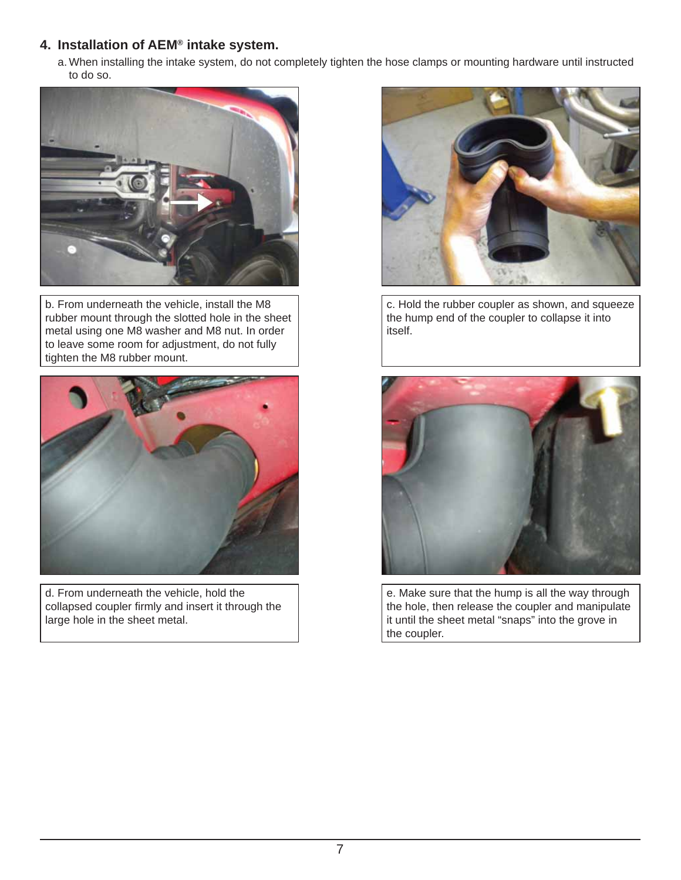## 4. Installation of AEM® intake system.

a. When installing the intake system, do not completely tighten the hose clamps or mounting hardware until instructed to do so.

b. From underneath the vehicle, install the M8 rubber mount through the slotted hole in the sheet metal using one M8 washer and M8 nut. In order to leave some room for adjustment, do not fully tighten the M8 rubber mount.

c. Hold the rubber coupler as shown, and squeeze the hump end of the coupler to collapse it into itself.

d. From underneath the vehicle, hold the collapsed coupler firmly and insert it through the large hole in the sheet metal.

e. Make sure that the hump is all the way through the hole, then release the coupler and manipulate it until the sheet metal "snaps" into the grove in the coupler.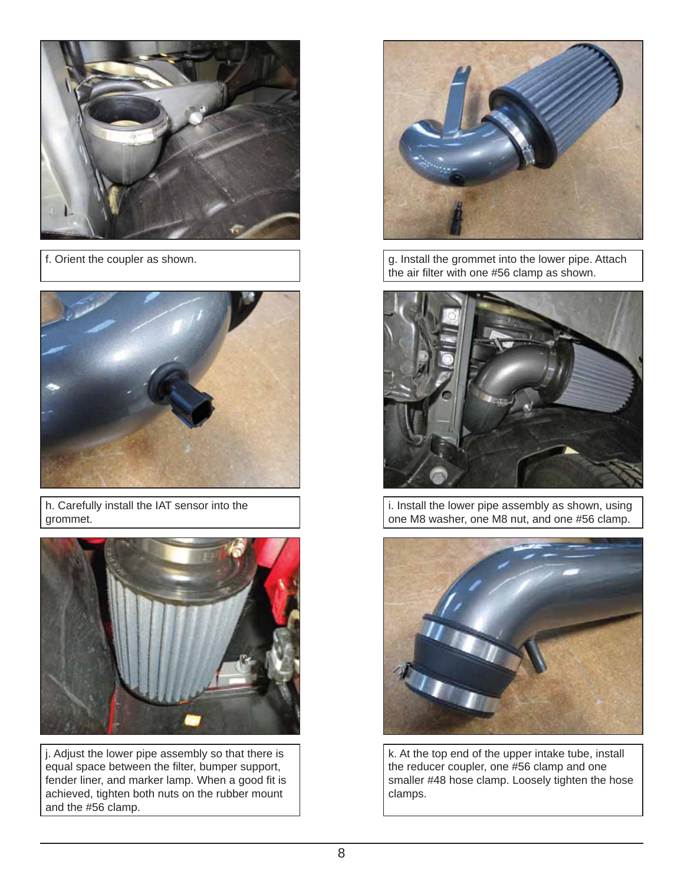f. Orient the coupler as shown.

g. Install the grommet into the lower pipe. Attach the air filter with one #56 clamp as shown.

h. Carefully install the IAT sensor into the grommet.

i. Install the lower pipe assembly as shown, using one M8 washer, one M8 nut, and one #56 clamp.

j. Adjust the lower pipe assembly so that there is equal space between the filter, bumper support, fender liner, and marker lamp. When a good fit is achieved, tighten both nuts on the rubber mount and the #56 clamp.

k. At the top end of the upper intake tube, install the reducer coupler, one #56 clamp and one smaller #48 hose clamp. Loosely tighten the hose clamps.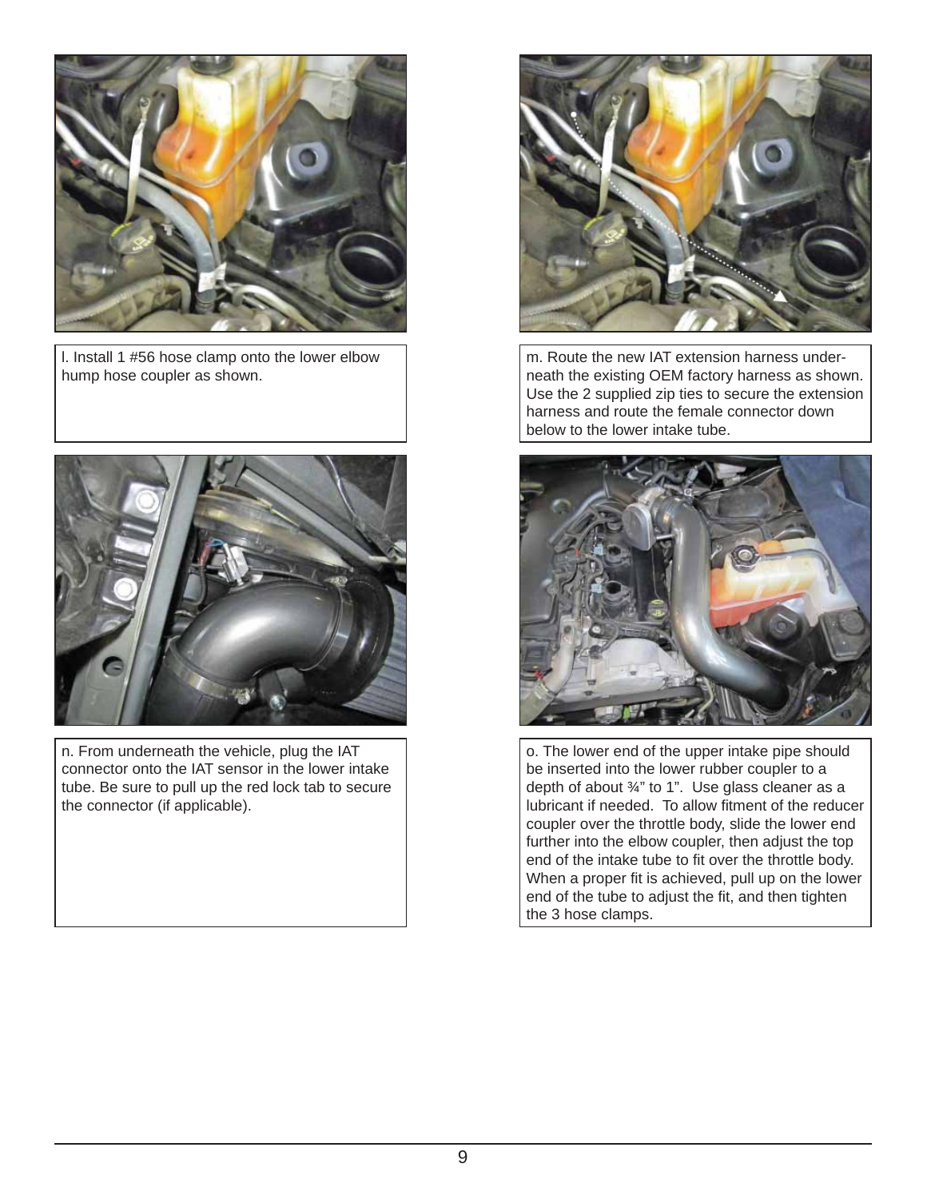l. Install 1 #56 hose clamp onto the lower elbow hump hose coupler as shown.

m. Route the new IAT extension harness underneath the existing OEM factory harness as shown. Use the 2 supplied zip ties to secure the extension harness and route the female connector down below to the lower intake tube.

n. From underneath the vehicle, plug the IAT connector onto the IAT sensor in the lower intake tube. Be sure to pull up the red lock tab to secure the connector (if applicable).

o. The lower end of the upper intake pipe should be inserted into the lower rubber coupler to a depth of about ¾" to 1". Use glass cleaner as a lubricant if needed. To allow fitment of the reducer coupler over the throttle body, slide the lower end further into the elbow coupler, then adjust the top end of the intake tube to fit over the throttle body. When a proper fit is achieved, pull up on the lower end of the tube to adjust the fit, and then tighten the 3 hose clamps.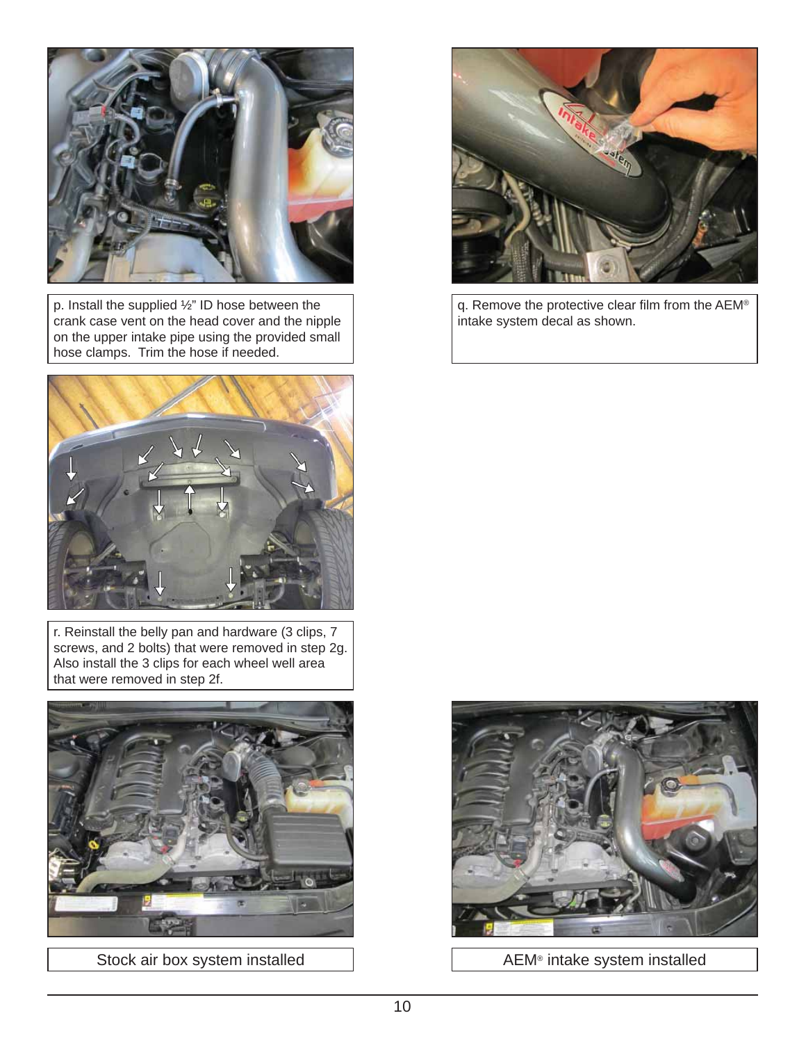p. Install the supplied ½" ID hose between the crank case vent on the head cover and the nipple on the upper intake pipe using the provided small hose clamps. Trim the hose if needed.

q. Remove the protective clear film from the AEM® intake system decal as shown.

r. Reinstall the belly pan and hardware (3 clips, 7 screws, and 2 bolts) that were removed in step 2g. Also install the 3 clips for each wheel well area that were removed in step 2f.

Stock air box system installed

AEM® intake system installed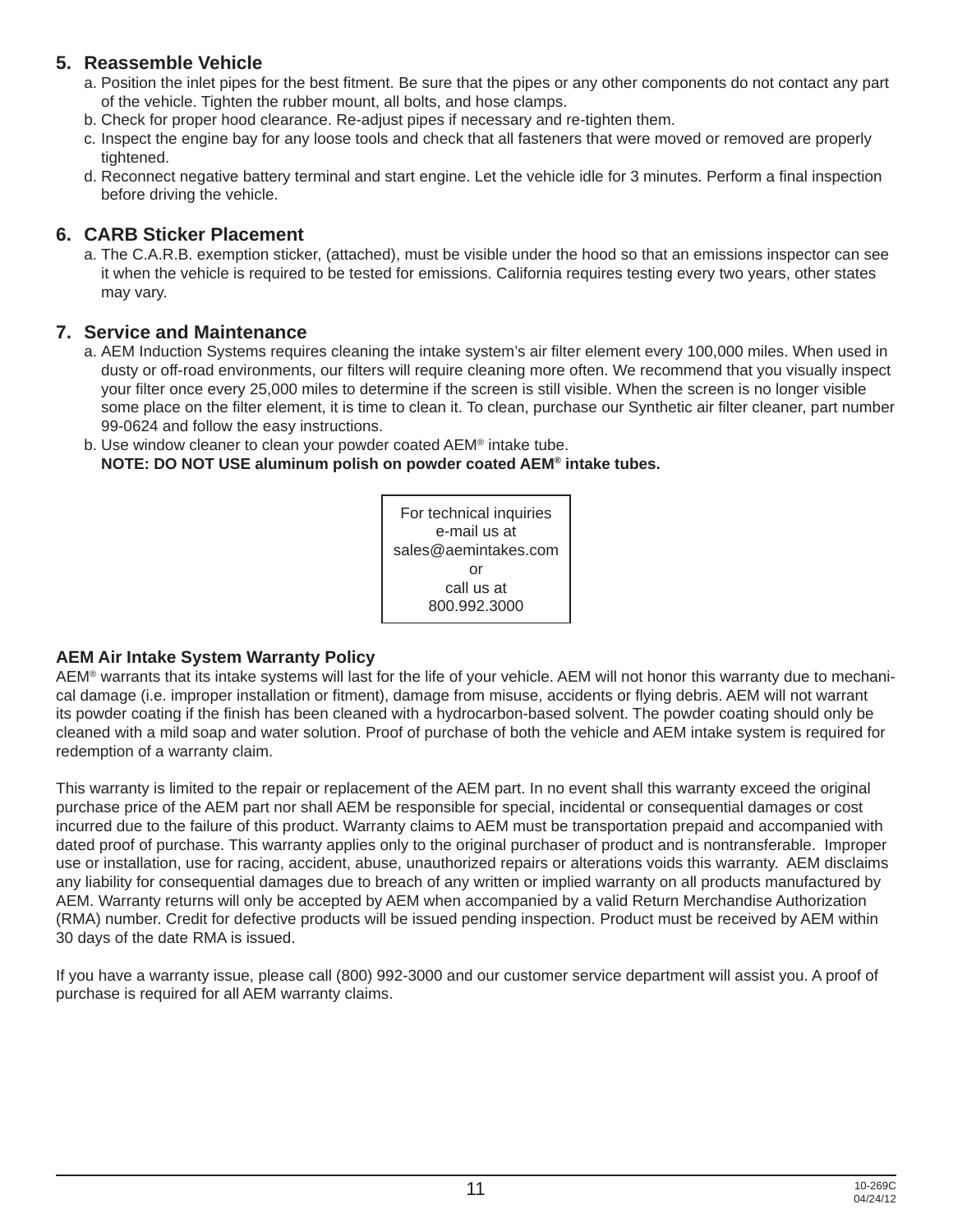## 5. Reassemble Vehicle

a. Position the inlet pipes for the best fitment. Be sure that the pipes or any other components do not contact any part of the vehicle. Tighten the rubber mount, all bolts, and hose clamps.

b. Check for proper hood clearance. Re-adjust pipes if necessary and re-tighten them.

c. Inspect the engine bay for any loose tools and check that all fasteners that were moved or removed are properly tightened.

d. Reconnect negative battery terminal and start engine. Let the vehicle idle for 3 minutes. Perform a final inspection before driving the vehicle.

## 6. CARB Sticker Placement

a. The C.A.R.B. exemption sticker, (attached), must be visible under the hood so that an emissions inspector can see it when the vehicle is required to be tested for emissions. California requires testing every two years, other states may vary.

## 7. Service and Maintenance

a. AEM Induction Systems requires cleaning the intake system's air filter element every 100,000 miles. When used in dusty or off-road environments, our filters will require cleaning more often. We recommend that you visually inspect your filter once every 25,000 miles to determine if the screen is still visible. When the screen is no longer visible some place on the filter element, it is time to clean it. To clean, purchase our Synthetic air filter cleaner, part number 99-0624 and follow the easy instructions.

b. Use window cleaner to clean your powder coated AEM® intake tube.
**NOTE: DO NOT USE aluminum polish on powder coated AEM® intake tubes.**

For technical inquiries
e-mail us at
sales@aemintakes.com
or
call us at
800.992.3000

### AEM Air Intake System Warranty Policy

AEM® warrants that its intake systems will last for the life of your vehicle. AEM will not honor this warranty due to mechanical damage (i.e. improper installation or fitment), damage from misuse, accidents or flying debris. AEM will not warrant its powder coating if the finish has been cleaned with a hydrocarbon-based solvent. The powder coating should only be cleaned with a mild soap and water solution. Proof of purchase of both the vehicle and AEM intake system is required for redemption of a warranty claim.

This warranty is limited to the repair or replacement of the AEM part. In no event shall this warranty exceed the original purchase price of the AEM part nor shall AEM be responsible for special, incidental or consequential damages or cost incurred due to the failure of this product. Warranty claims to AEM must be transportation prepaid and accompanied with dated proof of purchase. This warranty applies only to the original purchaser of product and is nontransferable. Improper use or installation, use for racing, accident, abuse, unauthorized repairs or alterations voids this warranty. AEM disclaims any liability for consequential damages due to breach of any written or implied warranty on all products manufactured by AEM. Warranty returns will only be accepted by AEM when accompanied by a valid Return Merchandise Authorization (RMA) number. Credit for defective products will be issued pending inspection. Product must be received by AEM within 30 days of the date RMA is issued.

If you have a warranty issue, please call (800) 992-3000 and our customer service department will assist you. A proof of purchase is required for all AEM warranty claims.

10-269C
04/24/12